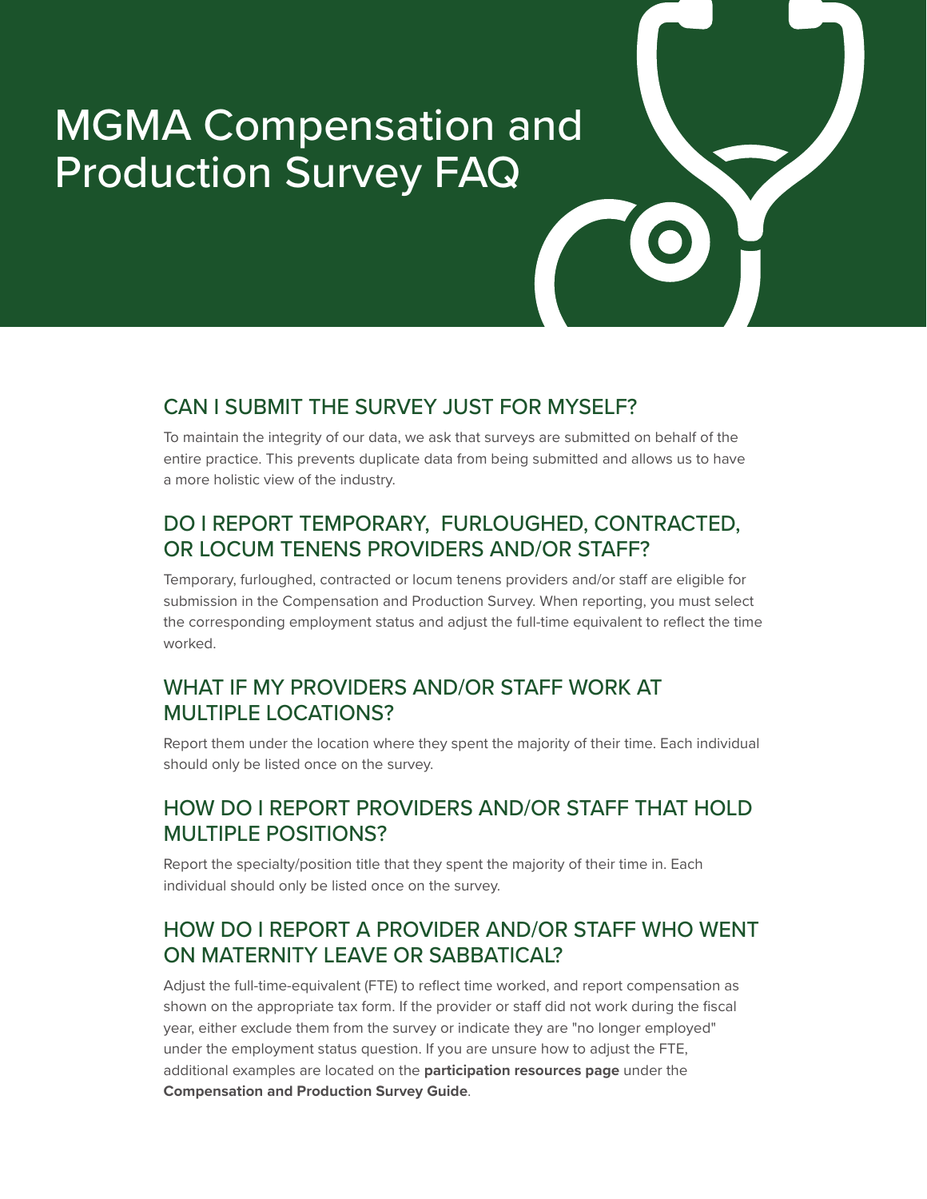# MGMA Compensation and Production Survey FAQ

## CAN I SUBMIT THE SURVEY JUST FOR MYSELF?

To maintain the integrity of our data, we ask that surveys are submitted on behalf of the entire practice. This prevents duplicate data from being submitted and allows us to have a more holistic view of the industry.

## DO I REPORT TEMPORARY, FURLOUGHED, CONTRACTED, OR LOCUM TENENS PROVIDERS AND/OR STAFF?

Temporary, furloughed, contracted or locum tenens providers and/or staff are eligible for submission in the Compensation and Production Survey. When reporting, you must select the corresponding employment status and adjust the full-time equivalent to reflect the time worked.

## WHAT IF MY PROVIDERS AND/OR STAFF WORK AT MULTIPLE LOCATIONS?

Report them under the location where they spent the majority of their time. Each individual should only be listed once on the survey.

## HOW DO I REPORT PROVIDERS AND/OR STAFF THAT HOLD MULTIPLE POSITIONS?

Report the specialty/position title that they spent the majority of their time in. Each individual should only be listed once on the survey.

## HOW DO I REPORT A PROVIDER AND/OR STAFF WHO WENT ON MATERNITY LEAVE OR SABBATICAL?

Adjust the full-time-equivalent (FTE) to reflect time worked, and report compensation as shown on the appropriate tax form. If the provider or staff did not work during the fiscal year, either exclude them from the survey or indicate they are "no longer employed" under the employment status question. If you are unsure how to adjust the FTE, additional examples are located on the **participation resources page** under the **Compensation and Production Survey Guide**.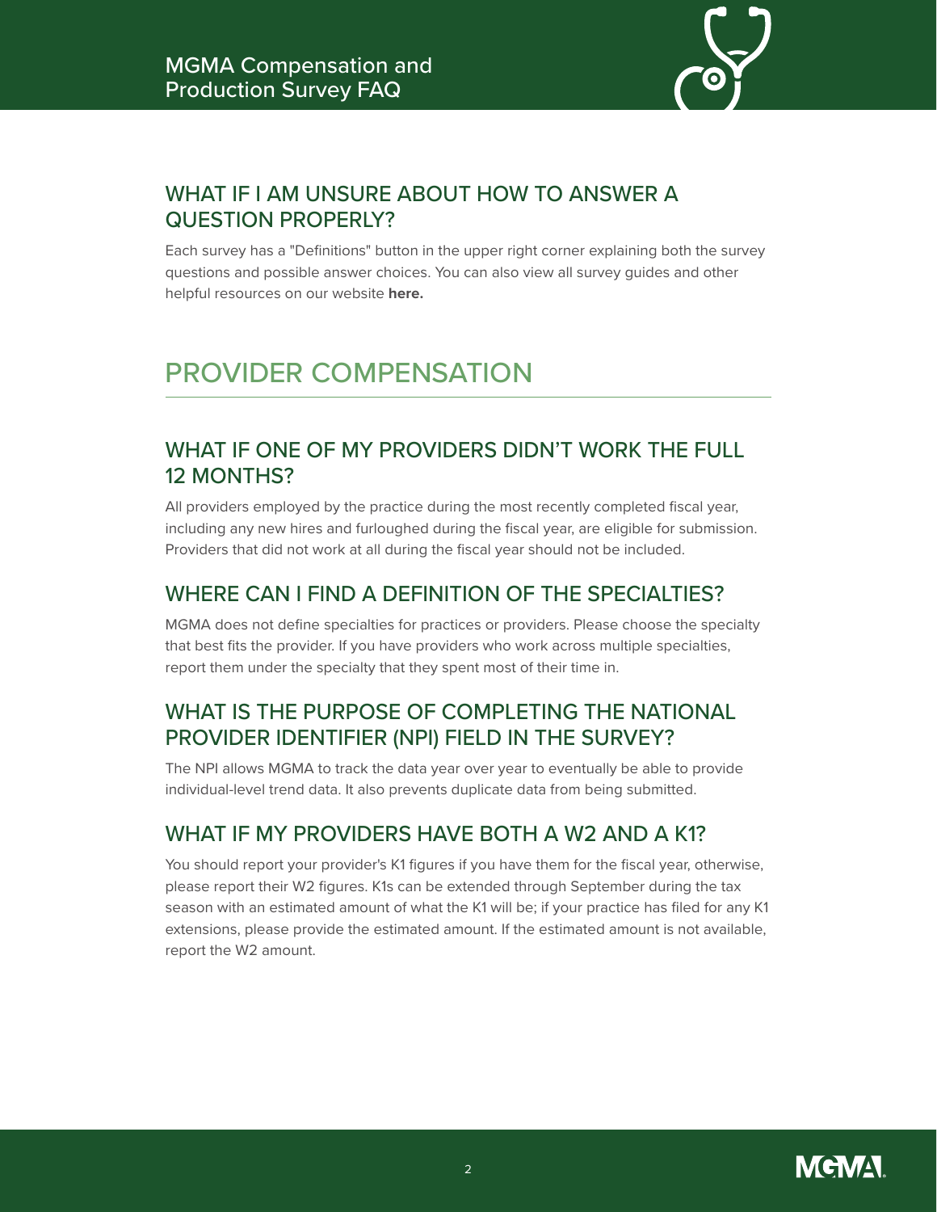### WHAT IF I AM UNSURE ABOUT HOW TO ANSWER A QUESTION PROPERLY?

Each survey has a "Definitions" button in the upper right corner explaining both the survey questions and possible answer choices. You can also view all survey guides and other helpful resources on our website **here.**

## PROVIDER COMPENSATION

### WHAT IF ONE OF MY PROVIDERS DIDN'T WORK THE FULL 12 MONTHS?

All providers employed by the practice during the most recently completed fiscal year, including any new hires and furloughed during the fiscal year, are eligible for submission. Providers that did not work at all during the fiscal year should not be included.

### WHERE CAN I FIND A DEFINITION OF THE SPECIALTIES?

MGMA does not define specialties for practices or providers. Please choose the specialty that best fits the provider. If you have providers who work across multiple specialties, report them under the specialty that they spent most of their time in.

### WHAT IS THE PURPOSE OF COMPLETING THE NATIONAL PROVIDER IDENTIFIER (NPI) FIELD IN THE SURVEY?

The NPI allows MGMA to track the data year over year to eventually be able to provide individual-level trend data. It also prevents duplicate data from being submitted.

### WHAT IF MY PROVIDERS HAVE BOTH A W2 AND A K1?

You should report your provider's K1 figures if you have them for the fiscal year, otherwise, please report their W2 figures. K1s can be extended through September during the tax season with an estimated amount of what the K1 will be; if your practice has filed for any K1 extensions, please provide the estimated amount. If the estimated amount is not available, report the W2 amount.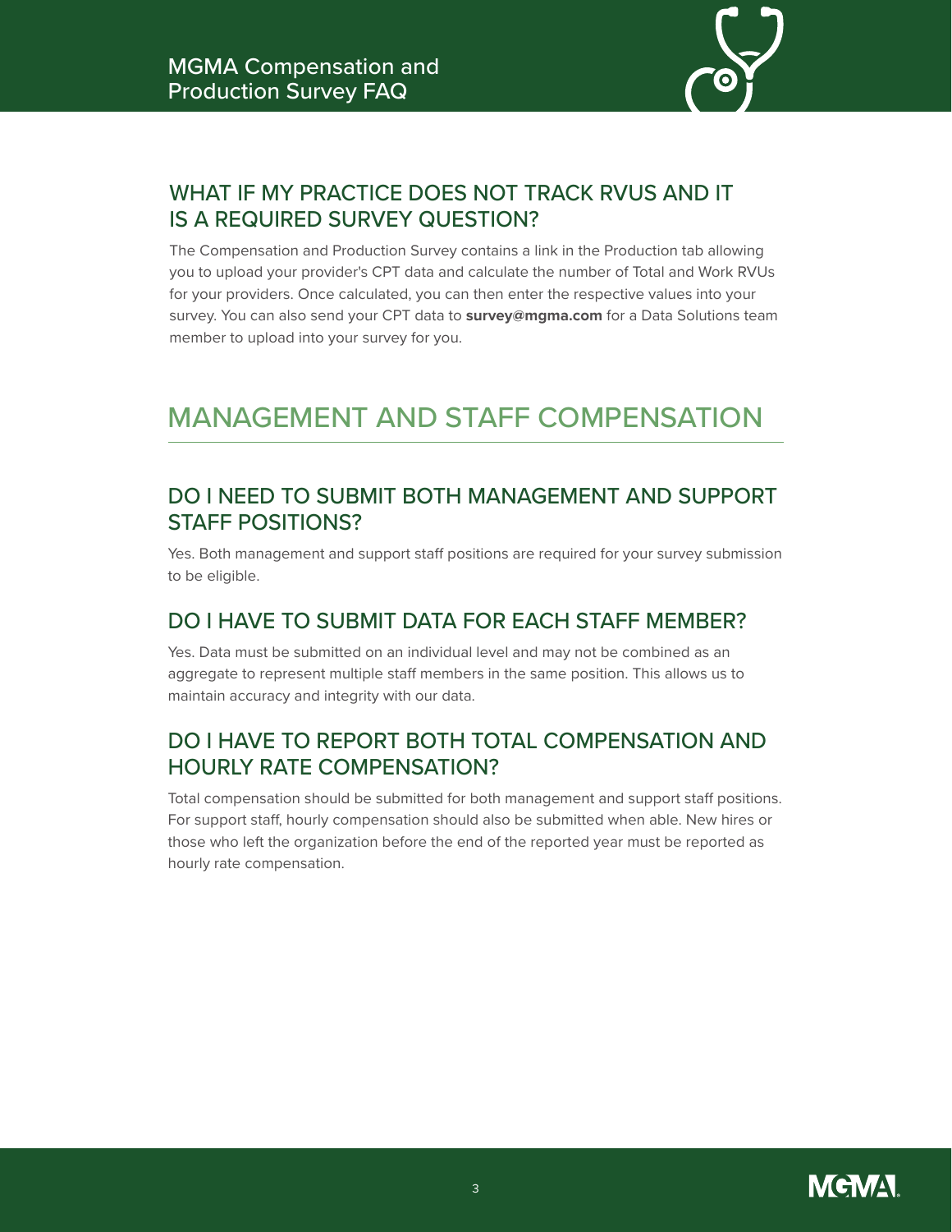### WHAT IF MY PRACTICE DOES NOT TRACK RVUS AND IT IS A REQUIRED SURVEY QUESTION?

The Compensation and Production Survey contains a link in the Production tab allowing you to upload your provider's CPT data and calculate the number of Total and Work RVUs for your providers. Once calculated, you can then enter the respective values into your survey. You can also send your CPT data to **survey@mgma.com** for a Data Solutions team member to upload into your survey for you.

## MANAGEMENT AND STAFF COMPENSATION

### DO I NEED TO SUBMIT BOTH MANAGEMENT AND SUPPORT STAFF POSITIONS?

Yes. Both management and support staff positions are required for your survey submission to be eligible.

### DO I HAVE TO SUBMIT DATA FOR EACH STAFF MEMBER?

Yes. Data must be submitted on an individual level and may not be combined as an aggregate to represent multiple staff members in the same position. This allows us to maintain accuracy and integrity with our data.

### DO I HAVE TO REPORT BOTH TOTAL COMPENSATION AND HOURLY RATE COMPENSATION?

Total compensation should be submitted for both management and support staff positions. For support staff, hourly compensation should also be submitted when able. New hires or those who left the organization before the end of the reported year must be reported as hourly rate compensation.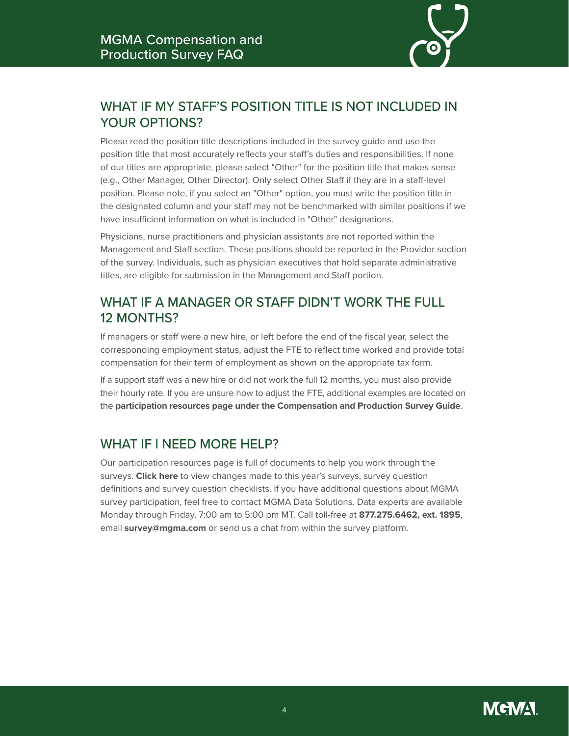## WHAT IF MY STAFF'S POSITION TITLE IS NOT INCLUDED IN YOUR OPTIONS?

Please read the position title descriptions included in the survey guide and use the position title that most accurately reflects your staff's duties and responsibilities. If none of our titles are appropriate, please select "Other" for the position title that makes sense (e.g., Other Manager, Other Director). Only select Other Staff if they are in a staff-level position. Please note, if you select an "Other" option, you must write the position title in the designated column and your staff may not be benchmarked with similar positions if we have insufficient information on what is included in "Other" designations.

Physicians, nurse practitioners and physician assistants are not reported within the Management and Staff section. These positions should be reported in the Provider section of the survey. Individuals, such as physician executives that hold separate administrative titles, are eligible for submission in the Management and Staff portion.

## WHAT IF A MANAGER OR STAFF DIDN'T WORK THE FULL 12 MONTHS?

If managers or staff were a new hire, or left before the end of the fiscal year, select the corresponding employment status, adjust the FTE to reflect time worked and provide total compensation for their term of employment as shown on the appropriate tax form.

If a support staff was a new hire or did not work the full 12 months, you must also provide their hourly rate. If you are unsure how to adjust the FTE, additional examples are located on the **participation resources page under the Compensation and Production Survey Guide**.

## WHAT IF I NEED MORE HELP?

Our participation resources page is full of documents to help you work through the surveys. **Click here** to view changes made to this year's surveys, survey question definitions and survey question checklists. If you have additional questions about MGMA survey participation, feel free to contact MGMA Data Solutions. Data experts are available Monday through Friday, 7:00 am to 5:00 pm MT. Call toll-free at **877.275.6462, ext. 1895**, email **survey@mgma.com** or send us a chat from within the survey platform.